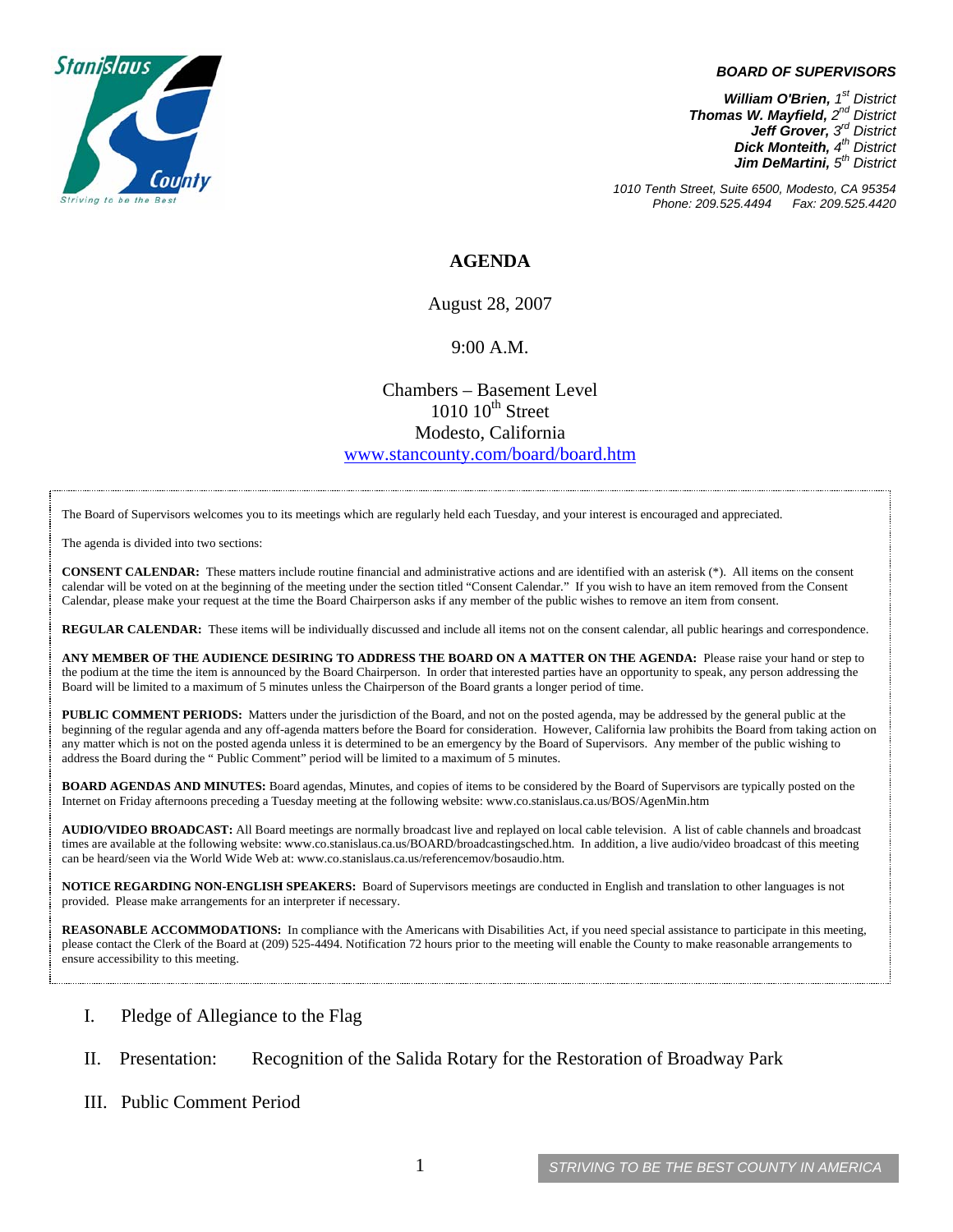**BOARD OF SUPERVISORS**

***William O'Brien,** 1st District*
***Thomas W. Mayfield,** 2nd District*
***Jeff Grover,** 3rd District*
***Dick Monteith,** 4th District*
***Jim DeMartini,** 5th District*

*1010 Tenth Street, Suite 6500, Modesto, CA 95354*
*Phone: 209.525.4494 Fax: 209.525.4420*

# AGENDA

August 28, 2007

9:00 A.M.

Chambers – Basement Level
1010 10th Street
Modesto, California
www.stancounty.com/board/board.htm

The Board of Supervisors welcomes you to its meetings which are regularly held each Tuesday, and your interest is encouraged and appreciated.

The agenda is divided into two sections:

**CONSENT CALENDAR:** These matters include routine financial and administrative actions and are identified with an asterisk (*). All items on the consent calendar will be voted on at the beginning of the meeting under the section titled "Consent Calendar." If you wish to have an item removed from the Consent Calendar, please make your request at the time the Board Chairperson asks if any member of the public wishes to remove an item from consent.

**REGULAR CALENDAR:** These items will be individually discussed and include all items not on the consent calendar, all public hearings and correspondence.

**ANY MEMBER OF THE AUDIENCE DESIRING TO ADDRESS THE BOARD ON A MATTER ON THE AGENDA:** Please raise your hand or step to the podium at the time the item is announced by the Board Chairperson. In order that interested parties have an opportunity to speak, any person addressing the Board will be limited to a maximum of 5 minutes unless the Chairperson of the Board grants a longer period of time.

**PUBLIC COMMENT PERIODS:** Matters under the jurisdiction of the Board, and not on the posted agenda, may be addressed by the general public at the beginning of the regular agenda and any off-agenda matters before the Board for consideration. However, California law prohibits the Board from taking action on any matter which is not on the posted agenda unless it is determined to be an emergency by the Board of Supervisors. Any member of the public wishing to address the Board during the " Public Comment" period will be limited to a maximum of 5 minutes.

**BOARD AGENDAS AND MINUTES:** Board agendas, Minutes, and copies of items to be considered by the Board of Supervisors are typically posted on the Internet on Friday afternoons preceding a Tuesday meeting at the following website: www.co.stanislaus.ca.us/BOS/AgenMin.htm

**AUDIO/VIDEO BROADCAST:** All Board meetings are normally broadcast live and replayed on local cable television. A list of cable channels and broadcast times are available at the following website: www.co.stanislaus.ca.us/BOARD/broadcastingsched.htm. In addition, a live audio/video broadcast of this meeting can be heard/seen via the World Wide Web at: www.co.stanislaus.ca.us/referencemov/bosaudio.htm.

**NOTICE REGARDING NON-ENGLISH SPEAKERS:** Board of Supervisors meetings are conducted in English and translation to other languages is not provided. Please make arrangements for an interpreter if necessary.

**REASONABLE ACCOMMODATIONS:** In compliance with the Americans with Disabilities Act, if you need special assistance to participate in this meeting, please contact the Clerk of the Board at (209) 525-4494. Notification 72 hours prior to the meeting will enable the County to make reasonable arrangements to ensure accessibility to this meeting.

I. Pledge of Allegiance to the Flag

II. Presentation: Recognition of the Salida Rotary for the Restoration of Broadway Park

III. Public Comment Period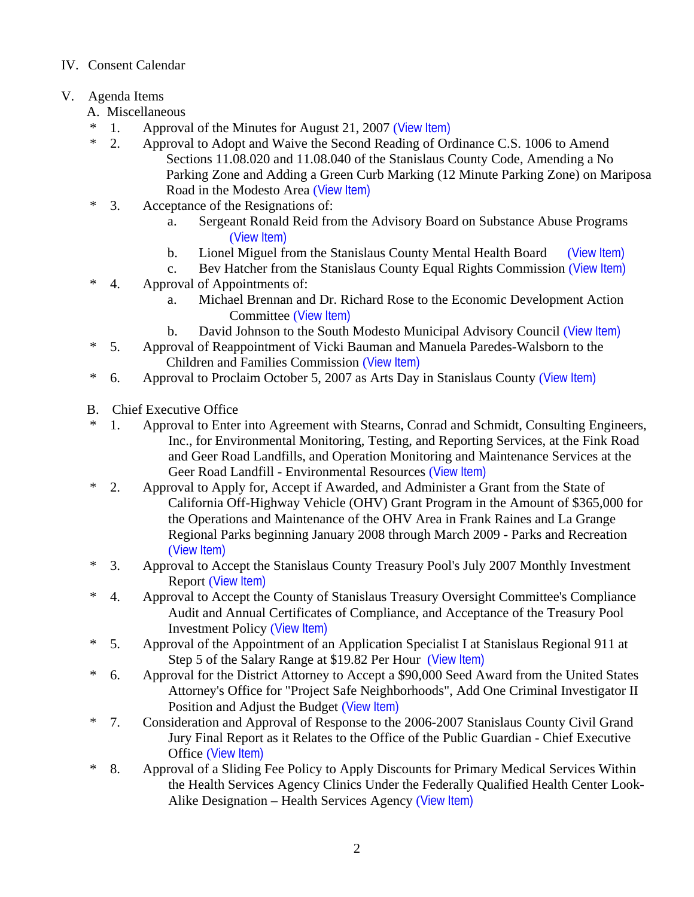IV. Consent Calendar

V. Agenda Items

A. Miscellaneous

- \* 1. Approval of the Minutes for August 21, 2007 (View Item)
- \* 2. Approval to Adopt and Waive the Second Reading of Ordinance C.S. 1006 to Amend Sections 11.08.020 and 11.08.040 of the Stanislaus County Code, Amending a No Parking Zone and Adding a Green Curb Marking (12 Minute Parking Zone) on Mariposa Road in the Modesto Area (View Item)
- \* 3. Acceptance of the Resignations of:
  - a. Sergeant Ronald Reid from the Advisory Board on Substance Abuse Programs (View Item)
  - b. Lionel Miguel from the Stanislaus County Mental Health Board (View Item)
  - c. Bev Hatcher from the Stanislaus County Equal Rights Commission (View Item)
- \* 4. Approval of Appointments of:
  - a. Michael Brennan and Dr. Richard Rose to the Economic Development Action Committee (View Item)
  - b. David Johnson to the South Modesto Municipal Advisory Council (View Item)
- \* 5. Approval of Reappointment of Vicki Bauman and Manuela Paredes-Walsborn to the Children and Families Commission (View Item)
- \* 6. Approval to Proclaim October 5, 2007 as Arts Day in Stanislaus County (View Item)

B. Chief Executive Office

- \* 1. Approval to Enter into Agreement with Stearns, Conrad and Schmidt, Consulting Engineers, Inc., for Environmental Monitoring, Testing, and Reporting Services, at the Fink Road and Geer Road Landfills, and Operation Monitoring and Maintenance Services at the Geer Road Landfill - Environmental Resources (View Item)
- \* 2. Approval to Apply for, Accept if Awarded, and Administer a Grant from the State of California Off-Highway Vehicle (OHV) Grant Program in the Amount of $365,000 for the Operations and Maintenance of the OHV Area in Frank Raines and La Grange Regional Parks beginning January 2008 through March 2009 - Parks and Recreation (View Item)
- \* 3. Approval to Accept the Stanislaus County Treasury Pool's July 2007 Monthly Investment Report (View Item)
- \* 4. Approval to Accept the County of Stanislaus Treasury Oversight Committee's Compliance Audit and Annual Certificates of Compliance, and Acceptance of the Treasury Pool Investment Policy (View Item)
- \* 5. Approval of the Appointment of an Application Specialist I at Stanislaus Regional 911 at Step 5 of the Salary Range at $19.82 Per Hour (View Item)
- \* 6. Approval for the District Attorney to Accept a $90,000 Seed Award from the United States Attorney's Office for "Project Safe Neighborhoods", Add One Criminal Investigator II Position and Adjust the Budget (View Item)
- \* 7. Consideration and Approval of Response to the 2006-2007 Stanislaus County Civil Grand Jury Final Report as it Relates to the Office of the Public Guardian - Chief Executive Office (View Item)
- \* 8. Approval of a Sliding Fee Policy to Apply Discounts for Primary Medical Services Within the Health Services Agency Clinics Under the Federally Qualified Health Center Look-Alike Designation – Health Services Agency (View Item)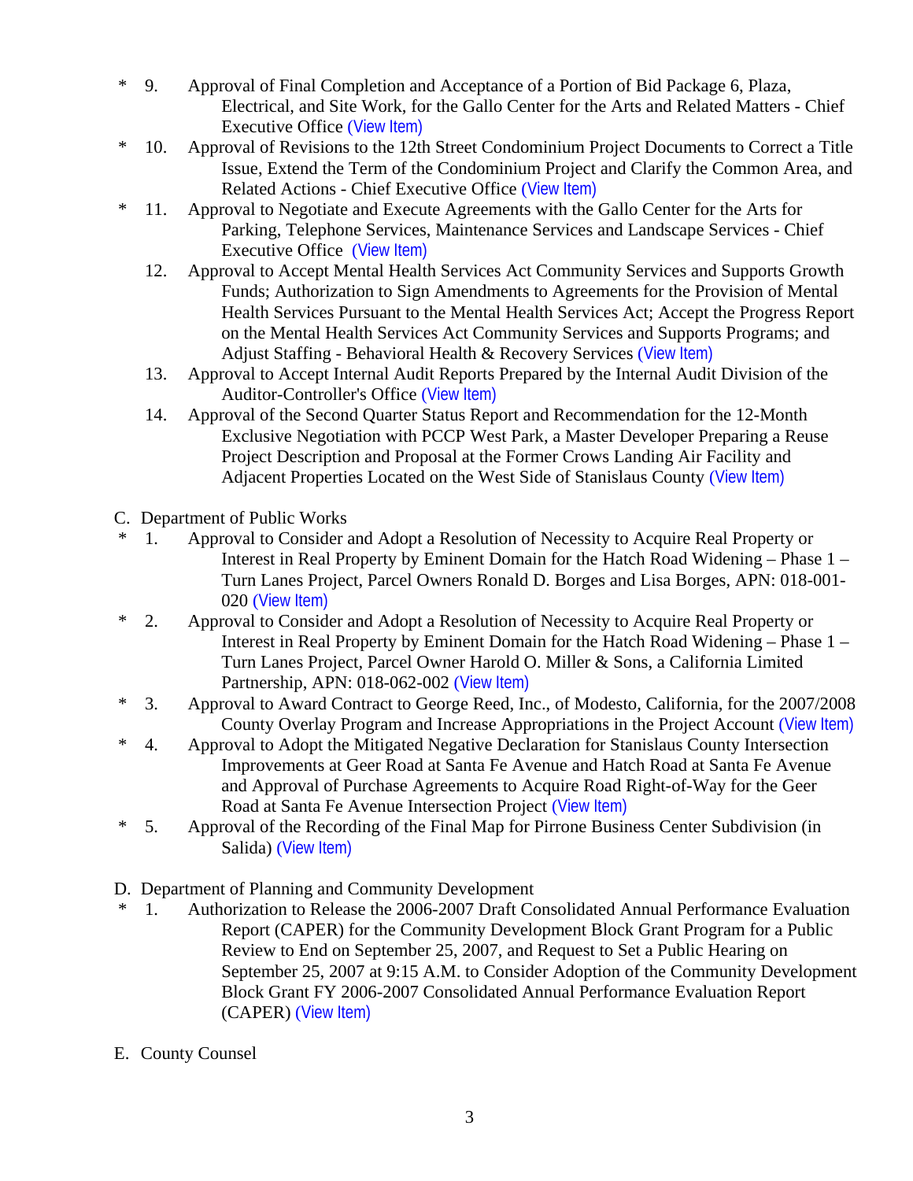\* 9. Approval of Final Completion and Acceptance of a Portion of Bid Package 6, Plaza, Electrical, and Site Work, for the Gallo Center for the Arts and Related Matters - Chief Executive Office (View Item)

\* 10. Approval of Revisions to the 12th Street Condominium Project Documents to Correct a Title Issue, Extend the Term of the Condominium Project and Clarify the Common Area, and Related Actions - Chief Executive Office (View Item)

\* 11. Approval to Negotiate and Execute Agreements with the Gallo Center for the Arts for Parking, Telephone Services, Maintenance Services and Landscape Services - Chief Executive Office (View Item)

12. Approval to Accept Mental Health Services Act Community Services and Supports Growth Funds; Authorization to Sign Amendments to Agreements for the Provision of Mental Health Services Pursuant to the Mental Health Services Act; Accept the Progress Report on the Mental Health Services Act Community Services and Supports Programs; and Adjust Staffing - Behavioral Health & Recovery Services (View Item)

13. Approval to Accept Internal Audit Reports Prepared by the Internal Audit Division of the Auditor-Controller's Office (View Item)

14. Approval of the Second Quarter Status Report and Recommendation for the 12-Month Exclusive Negotiation with PCCP West Park, a Master Developer Preparing a Reuse Project Description and Proposal at the Former Crows Landing Air Facility and Adjacent Properties Located on the West Side of Stanislaus County (View Item)

C. Department of Public Works

\* 1. Approval to Consider and Adopt a Resolution of Necessity to Acquire Real Property or Interest in Real Property by Eminent Domain for the Hatch Road Widening – Phase 1 – Turn Lanes Project, Parcel Owners Ronald D. Borges and Lisa Borges, APN: 018-001-020 (View Item)

\* 2. Approval to Consider and Adopt a Resolution of Necessity to Acquire Real Property or Interest in Real Property by Eminent Domain for the Hatch Road Widening – Phase 1 – Turn Lanes Project, Parcel Owner Harold O. Miller & Sons, a California Limited Partnership, APN: 018-062-002 (View Item)

\* 3. Approval to Award Contract to George Reed, Inc., of Modesto, California, for the 2007/2008 County Overlay Program and Increase Appropriations in the Project Account (View Item)

\* 4. Approval to Adopt the Mitigated Negative Declaration for Stanislaus County Intersection Improvements at Geer Road at Santa Fe Avenue and Hatch Road at Santa Fe Avenue and Approval of Purchase Agreements to Acquire Road Right-of-Way for the Geer Road at Santa Fe Avenue Intersection Project (View Item)

\* 5. Approval of the Recording of the Final Map for Pirrone Business Center Subdivision (in Salida) (View Item)

D. Department of Planning and Community Development

\* 1. Authorization to Release the 2006-2007 Draft Consolidated Annual Performance Evaluation Report (CAPER) for the Community Development Block Grant Program for a Public Review to End on September 25, 2007, and Request to Set a Public Hearing on September 25, 2007 at 9:15 A.M. to Consider Adoption of the Community Development Block Grant FY 2006-2007 Consolidated Annual Performance Evaluation Report (CAPER) (View Item)

E. County Counsel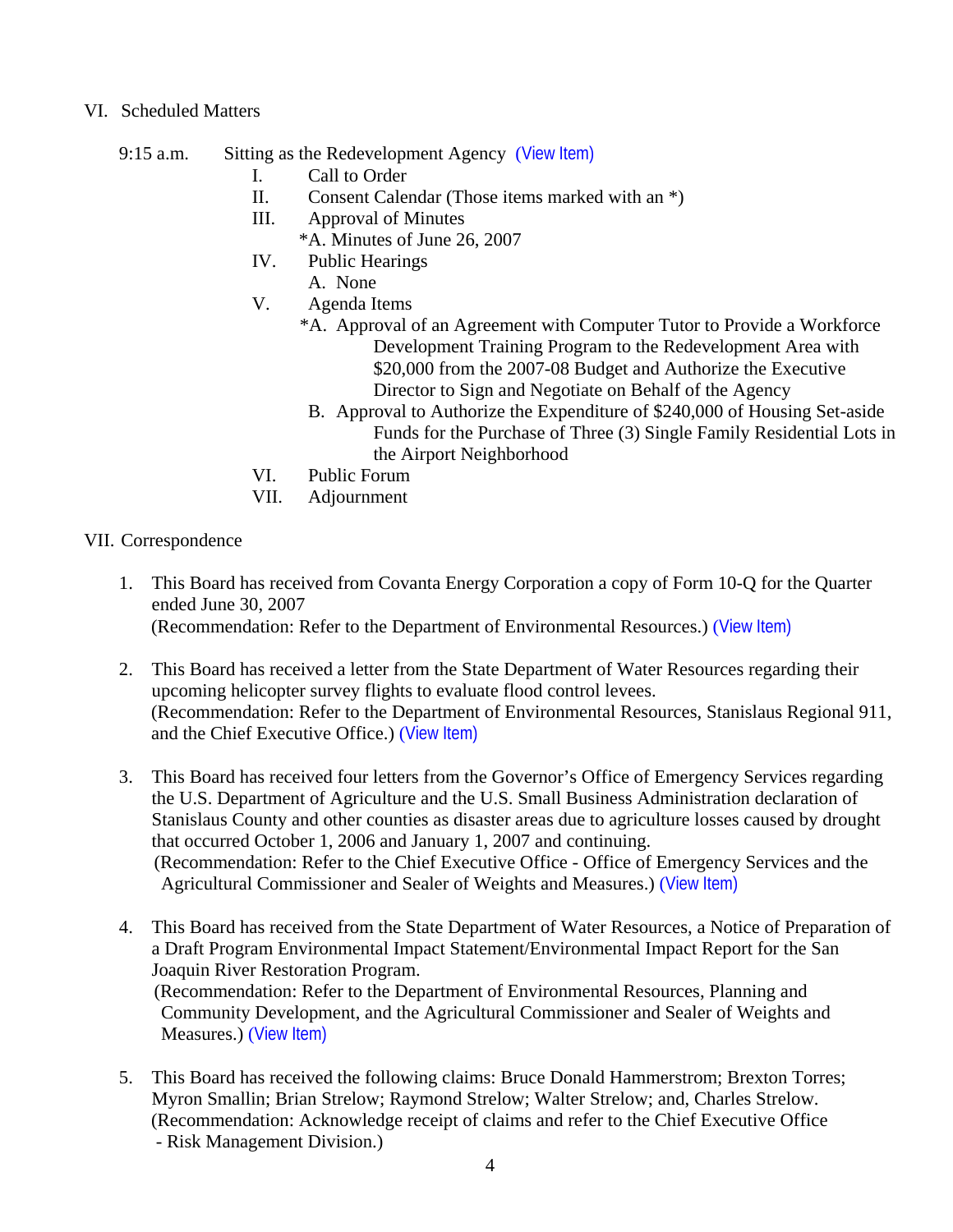VI. Scheduled Matters

9:15 a.m. Sitting as the Redevelopment Agency (View Item)

- I. Call to Order
- II. Consent Calendar (Those items marked with an *)
- III. Approval of Minutes
  - *A. Minutes of June 26, 2007
- IV. Public Hearings
  - A. None
- V. Agenda Items
  - *A. Approval of an Agreement with Computer Tutor to Provide a Workforce Development Training Program to the Redevelopment Area with $20,000 from the 2007-08 Budget and Authorize the Executive Director to Sign and Negotiate on Behalf of the Agency
  - B. Approval to Authorize the Expenditure of $240,000 of Housing Set-aside Funds for the Purchase of Three (3) Single Family Residential Lots in the Airport Neighborhood
- VI. Public Forum
- VII. Adjournment

VII. Correspondence

1. This Board has received from Covanta Energy Corporation a copy of Form 10-Q for the Quarter ended June 30, 2007
   (Recommendation: Refer to the Department of Environmental Resources.) (View Item)

2. This Board has received a letter from the State Department of Water Resources regarding their upcoming helicopter survey flights to evaluate flood control levees.
   (Recommendation: Refer to the Department of Environmental Resources, Stanislaus Regional 911, and the Chief Executive Office.) (View Item)

3. This Board has received four letters from the Governor's Office of Emergency Services regarding the U.S. Department of Agriculture and the U.S. Small Business Administration declaration of Stanislaus County and other counties as disaster areas due to agriculture losses caused by drought that occurred October 1, 2006 and January 1, 2007 and continuing.
   (Recommendation: Refer to the Chief Executive Office - Office of Emergency Services and the Agricultural Commissioner and Sealer of Weights and Measures.) (View Item)

4. This Board has received from the State Department of Water Resources, a Notice of Preparation of a Draft Program Environmental Impact Statement/Environmental Impact Report for the San Joaquin River Restoration Program.
   (Recommendation: Refer to the Department of Environmental Resources, Planning and Community Development, and the Agricultural Commissioner and Sealer of Weights and Measures.) (View Item)

5. This Board has received the following claims: Bruce Donald Hammerstrom; Brexton Torres; Myron Smallin; Brian Strelow; Raymond Strelow; Walter Strelow; and, Charles Strelow.
   (Recommendation: Acknowledge receipt of claims and refer to the Chief Executive Office - Risk Management Division.)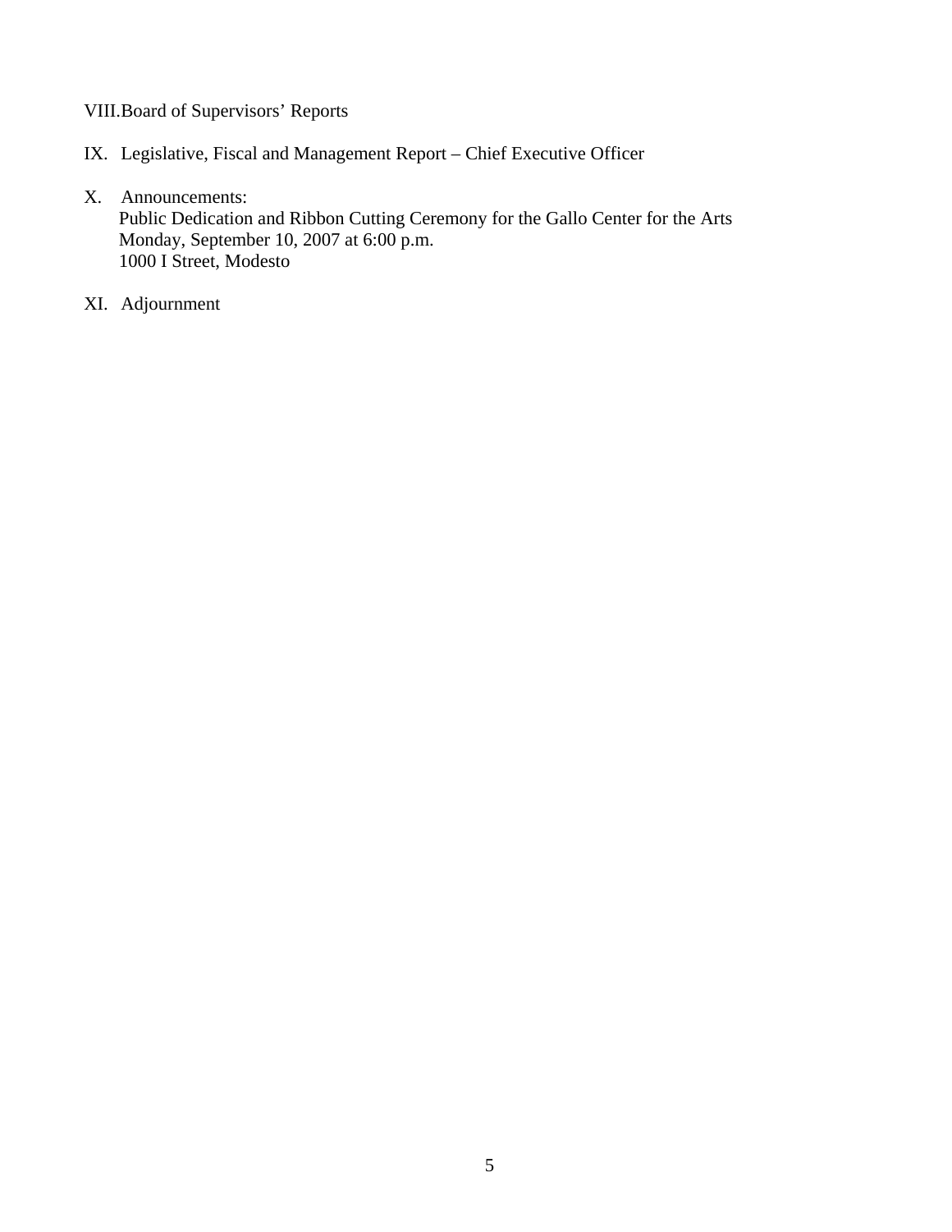VIII.Board of Supervisors' Reports

IX. Legislative, Fiscal and Management Report – Chief Executive Officer

X. Announcements:
Public Dedication and Ribbon Cutting Ceremony for the Gallo Center for the Arts
Monday, September 10, 2007 at 6:00 p.m.
1000 I Street, Modesto

XI. Adjournment